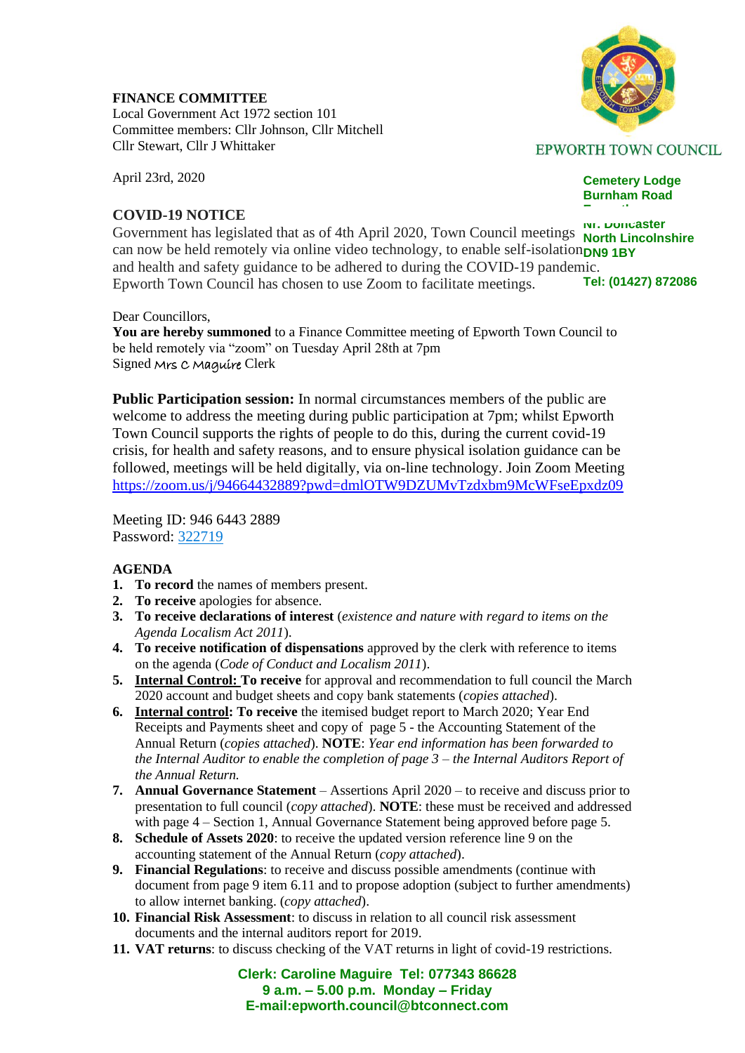**FINANCE COMMITTEE**
Local Government Act 1972 section 101
Committee members: Cllr Johnson, Cllr Mitchell
Cllr Stewart, Cllr J Whittaker

EPWORTH TOWN COUNCIL

Cemetery Lodge
Burnham Road
Epworth
Nr. Doncaster
North Lincolnshire
DN9 1BY

Tel: (01427) 872086

April 23rd, 2020

## COVID-19 NOTICE

Government has legislated that as of 4th April 2020, Town Council meetings can now be held remotely via online video technology, to enable self-isolation and health and safety guidance to be adhered to during the COVID-19 pandemic. Epworth Town Council has chosen to use Zoom to facilitate meetings.

Dear Councillors,
**You are hereby summoned** to a Finance Committee meeting of Epworth Town Council to be held remotely via "zoom" on Tuesday April 28th at 7pm
Signed Mrs C Maguire Clerk

**Public Participation session:** In normal circumstances members of the public are welcome to address the meeting during public participation at 7pm; whilst Epworth Town Council supports the rights of people to do this, during the current covid-19 crisis, for health and safety reasons, and to ensure physical isolation guidance can be followed, meetings will be held digitally, via on-line technology. Join Zoom Meeting
https://zoom.us/j/94664432889?pwd=dmlOTW9DZUMvTzdxbm9McWFseEpxdz09

Meeting ID: 946 6443 2889
Password: 322719

## AGENDA

1. **To record** the names of members present.
2. **To receive** apologies for absence.
3. **To receive declarations of interest** (*existence and nature with regard to items on the Agenda Localism Act 2011*).
4. **To receive notification of dispensations** approved by the clerk with reference to items on the agenda (*Code of Conduct and Localism 2011*).
5. **Internal Control: To receive** for approval and recommendation to full council the March 2020 account and budget sheets and copy bank statements (*copies attached*).
6. **Internal control: To receive** the itemised budget report to March 2020; Year End Receipts and Payments sheet and copy of page 5 - the Accounting Statement of the Annual Return (*copies attached*). **NOTE**: *Year end information has been forwarded to the Internal Auditor to enable the completion of page 3 – the Internal Auditors Report of the Annual Return.*
7. **Annual Governance Statement** – Assertions April 2020 – to receive and discuss prior to presentation to full council (*copy attached*). **NOTE**: these must be received and addressed with page 4 – Section 1, Annual Governance Statement being approved before page 5.
8. **Schedule of Assets 2020**: to receive the updated version reference line 9 on the accounting statement of the Annual Return (*copy attached*).
9. **Financial Regulations**: to receive and discuss possible amendments (continue with document from page 9 item 6.11 and to propose adoption (subject to further amendments) to allow internet banking. (*copy attached*).
10. **Financial Risk Assessment**: to discuss in relation to all council risk assessment documents and the internal auditors report for 2019.
11. **VAT returns**: to discuss checking of the VAT returns in light of covid-19 restrictions.

**Clerk: Caroline Maguire Tel: 077343 86628**
**9 a.m. – 5.00 p.m. Monday – Friday**
**E-mail:epworth.council@btconnect.com**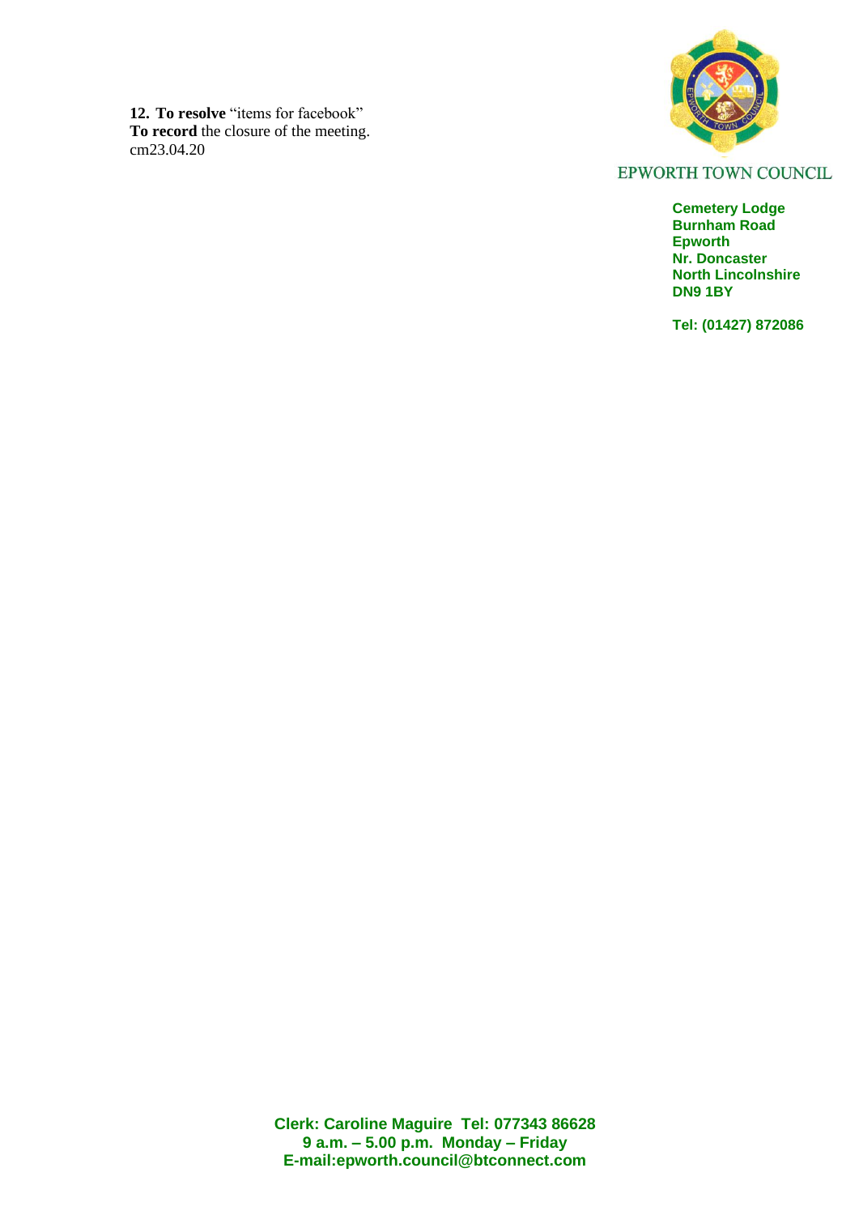**12. To resolve** "items for facebook"
**To record** the closure of the meeting.
cm23.04.20

EPWORTH TOWN COUNCIL

**Cemetery Lodge**
**Burnham Road**
**Epworth**
**Nr. Doncaster**
**North Lincolnshire**
**DN9 1BY**

**Tel: (01427) 872086**

**Clerk: Caroline Maguire Tel: 077343 86628**
**9 a.m. – 5.00 p.m. Monday – Friday**
**E-mail:epworth.council@btconnect.com**